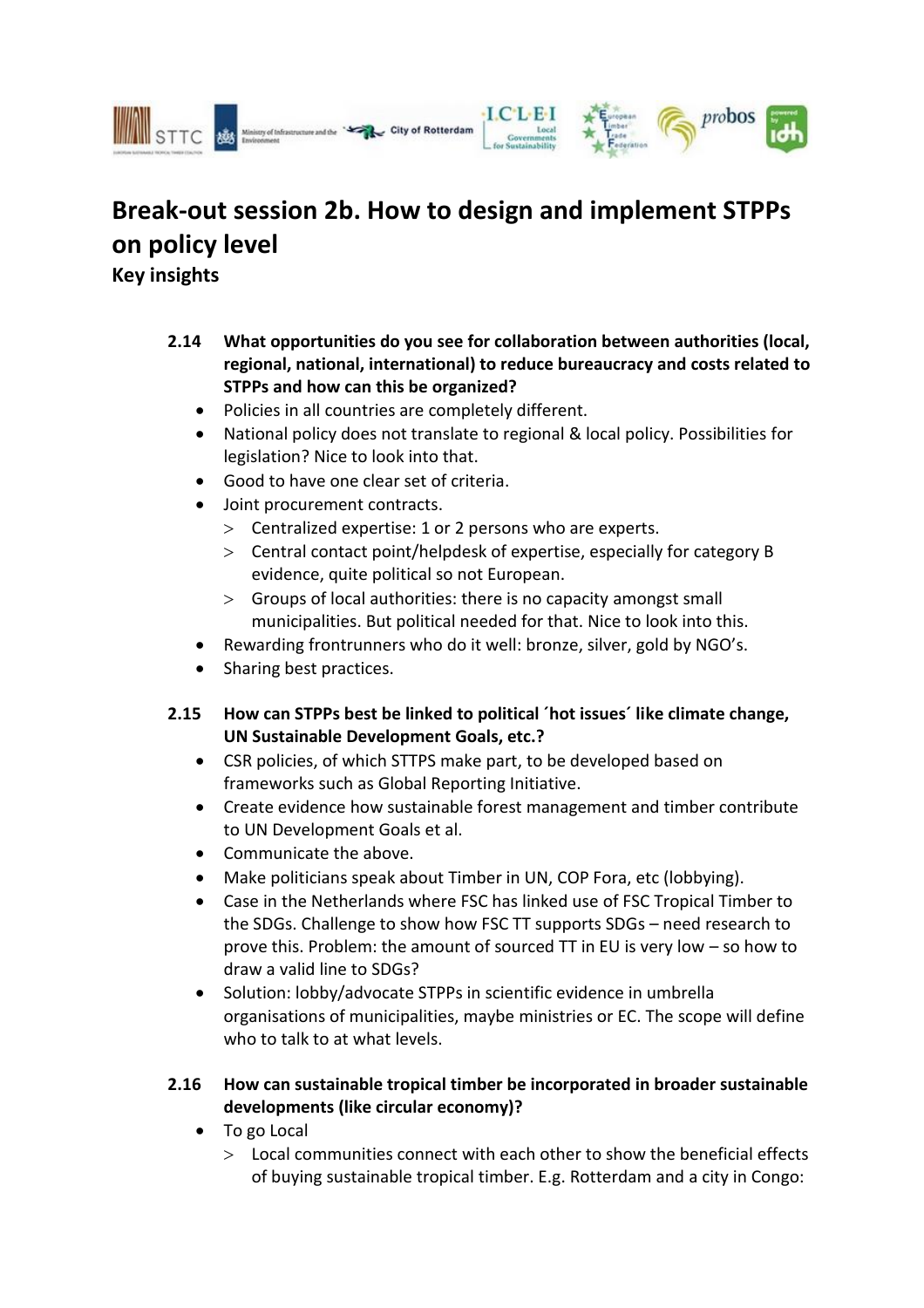# Break-out session 2b. How to design and implement STPPs on policy level

**Key insights**

**2.14 What opportunities do you see for collaboration between authorities (local, regional, national, international) to reduce bureaucracy and costs related to STPPs and how can this be organized?**

- Policies in all countries are completely different.
- National policy does not translate to regional & local policy. Possibilities for legislation? Nice to look into that.
- Good to have one clear set of criteria.
- Joint procurement contracts.
  - Centralized expertise: 1 or 2 persons who are experts.
  - Central contact point/helpdesk of expertise, especially for category B evidence, quite political so not European.
  - Groups of local authorities: there is no capacity amongst small municipalities. But political needed for that. Nice to look into this.
- Rewarding frontrunners who do it well: bronze, silver, gold by NGO's.
- Sharing best practices.

**2.15 How can STPPs best be linked to political ´hot issues´ like climate change, UN Sustainable Development Goals, etc.?**

- CSR policies, of which STTPS make part, to be developed based on frameworks such as Global Reporting Initiative.
- Create evidence how sustainable forest management and timber contribute to UN Development Goals et al.
- Communicate the above.
- Make politicians speak about Timber in UN, COP Fora, etc (lobbying).
- Case in the Netherlands where FSC has linked use of FSC Tropical Timber to the SDGs. Challenge to show how FSC TT supports SDGs – need research to prove this. Problem: the amount of sourced TT in EU is very low – so how to draw a valid line to SDGs?
- Solution: lobby/advocate STPPs in scientific evidence in umbrella organisations of municipalities, maybe ministries or EC. The scope will define who to talk to at what levels.

**2.16 How can sustainable tropical timber be incorporated in broader sustainable developments (like circular economy)?**

- To go Local
  - Local communities connect with each other to show the beneficial effects of buying sustainable tropical timber. E.g. Rotterdam and a city in Congo: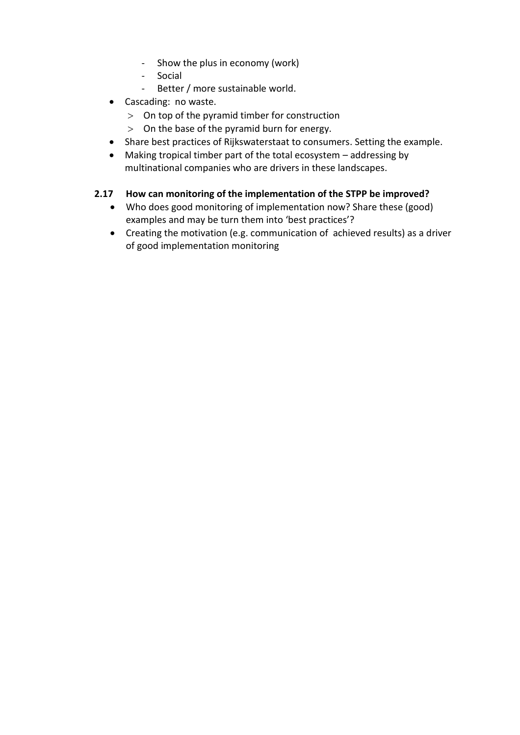- Show the plus in economy (work)
    - Social
    - Better / more sustainable world.
- Cascading: no waste.
    - > On top of the pyramid timber for construction
    - > On the base of the pyramid burn for energy.
- Share best practices of Rijkswaterstaat to consumers. Setting the example.
- Making tropical timber part of the total ecosystem – addressing by multinational companies who are drivers in these landscapes.

**2.17 How can monitoring of the implementation of the STPP be improved?**

- Who does good monitoring of implementation now? Share these (good) examples and may be turn them into 'best practices'?
- Creating the motivation (e.g. communication of achieved results) as a driver of good implementation monitoring